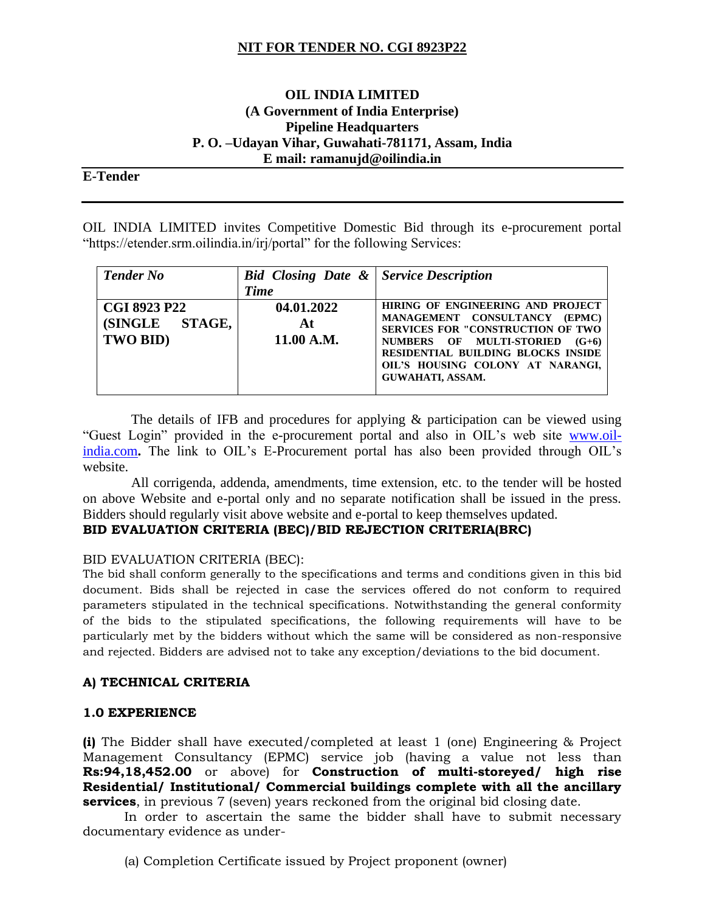# NIT FOR TENDER NO. CGI 8923P22

**OIL INDIA LIMITED**
**(A Government of India Enterprise)**
**Pipeline Headquarters**
**P. O. –Udayan Vihar, Guwahati-781171, Assam, India**
**E mail: ramanujd@oilindia.in**

**E-Tender**

OIL INDIA LIMITED invites Competitive Domestic Bid through its e-procurement portal "https://etender.srm.oilindia.in/irj/portal" for the following Services:

| *Tender No* | *Bid Closing Date & Time* | *Service Description* |
|---|---|---|
| **CGI 8923 P22 (SINGLE STAGE, TWO BID)** | **04.01.2022 At 11.00 A.M.** | **HIRING OF ENGINEERING AND PROJECT MANAGEMENT CONSULTANCY (EPMC) SERVICES FOR "CONSTRUCTION OF TWO NUMBERS OF MULTI-STORIED (G+6) RESIDENTIAL BUILDING BLOCKS INSIDE OIL'S HOUSING COLONY AT NARANGI, GUWAHATI, ASSAM.** |

The details of IFB and procedures for applying & participation can be viewed using "Guest Login" provided in the e-procurement portal and also in OIL's web site www.oil-india.com**.** The link to OIL's E-Procurement portal has also been provided through OIL's website.

All corrigenda, addenda, amendments, time extension, etc. to the tender will be hosted on above Website and e-portal only and no separate notification shall be issued in the press. Bidders should regularly visit above website and e-portal to keep themselves updated.

**BID EVALUATION CRITERIA (BEC)/BID REJECTION CRITERIA(BRC)**

BID EVALUATION CRITERIA (BEC):

The bid shall conform generally to the specifications and terms and conditions given in this bid document. Bids shall be rejected in case the services offered do not conform to required parameters stipulated in the technical specifications. Notwithstanding the general conformity of the bids to the stipulated specifications, the following requirements will have to be particularly met by the bidders without which the same will be considered as non-responsive and rejected. Bidders are advised not to take any exception/deviations to the bid document.

**A) TECHNICAL CRITERIA**

**1.0 EXPERIENCE**

**(i)** The Bidder shall have executed/completed at least 1 (one) Engineering & Project Management Consultancy (EPMC) service job (having a value not less than **Rs:94,18,452.00** or above) for **Construction of multi-storeyed/ high rise Residential/ Institutional/ Commercial buildings complete with all the ancillary services**, in previous 7 (seven) years reckoned from the original bid closing date.

In order to ascertain the same the bidder shall have to submit necessary documentary evidence as under-

(a) Completion Certificate issued by Project proponent (owner)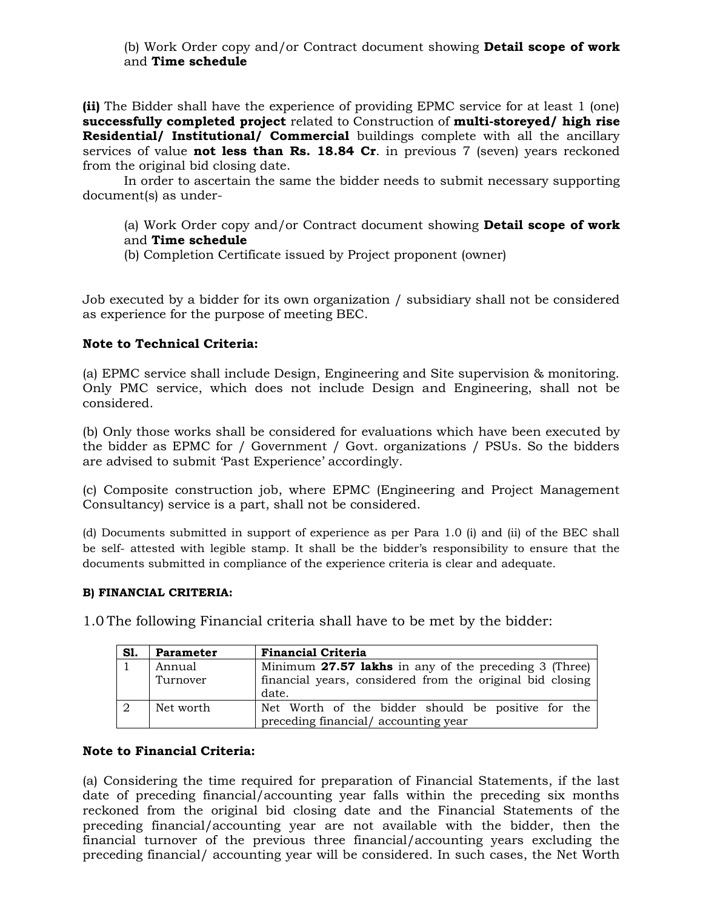(b) Work Order copy and/or Contract document showing **Detail scope of work** and **Time schedule**

**(ii)** The Bidder shall have the experience of providing EPMC service for at least 1 (one) **successfully completed project** related to Construction of **multi-storeyed/ high rise Residential/ Institutional/ Commercial** buildings complete with all the ancillary services of value **not less than Rs. 18.84 Cr**. in previous 7 (seven) years reckoned from the original bid closing date.

In order to ascertain the same the bidder needs to submit necessary supporting document(s) as under-

(a) Work Order copy and/or Contract document showing **Detail scope of work** and **Time schedule**
(b) Completion Certificate issued by Project proponent (owner)

Job executed by a bidder for its own organization / subsidiary shall not be considered as experience for the purpose of meeting BEC.

**Note to Technical Criteria:**

(a) EPMC service shall include Design, Engineering and Site supervision & monitoring. Only PMC service, which does not include Design and Engineering, shall not be considered.

(b) Only those works shall be considered for evaluations which have been executed by the bidder as EPMC for / Government / Govt. organizations / PSUs. So the bidders are advised to submit 'Past Experience' accordingly.

(c) Composite construction job, where EPMC (Engineering and Project Management Consultancy) service is a part, shall not be considered.

(d) Documents submitted in support of experience as per Para 1.0 (i) and (ii) of the BEC shall be self- attested with legible stamp. It shall be the bidder's responsibility to ensure that the documents submitted in compliance of the experience criteria is clear and adequate.

**B) FINANCIAL CRITERIA:**

1.0 The following Financial criteria shall have to be met by the bidder:

| Sl. | Parameter | Financial Criteria |
|---|---|---|
| 1 | Annual Turnover | Minimum **27.57 lakhs** in any of the preceding 3 (Three) financial years, considered from the original bid closing date. |
| 2 | Net worth | Net Worth of the bidder should be positive for the preceding financial/ accounting year |

**Note to Financial Criteria:**

(a) Considering the time required for preparation of Financial Statements, if the last date of preceding financial/accounting year falls within the preceding six months reckoned from the original bid closing date and the Financial Statements of the preceding financial/accounting year are not available with the bidder, then the financial turnover of the previous three financial/accounting years excluding the preceding financial/ accounting year will be considered. In such cases, the Net Worth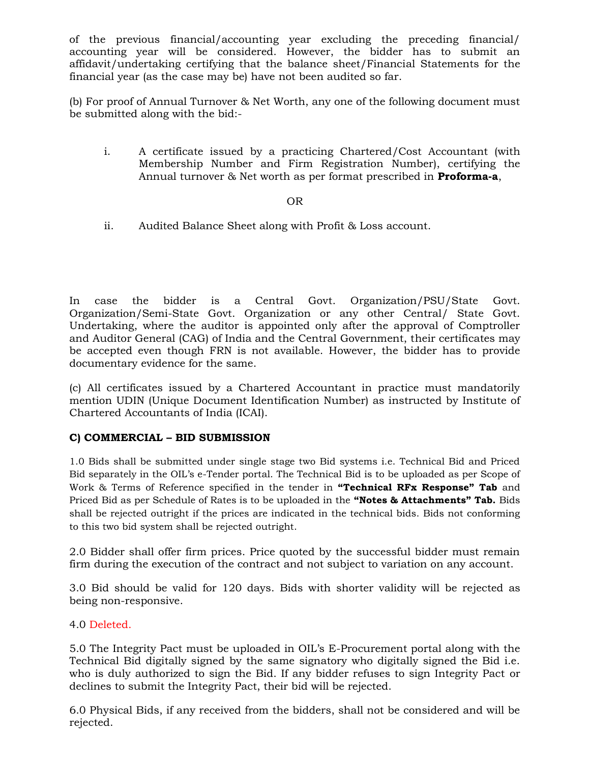of the previous financial/accounting year excluding the preceding financial/ accounting year will be considered. However, the bidder has to submit an affidavit/undertaking certifying that the balance sheet/Financial Statements for the financial year (as the case may be) have not been audited so far.

(b) For proof of Annual Turnover & Net Worth, any one of the following document must be submitted along with the bid:-

i. A certificate issued by a practicing Chartered/Cost Accountant (with Membership Number and Firm Registration Number), certifying the Annual turnover & Net worth as per format prescribed in **Proforma-a**,

OR

ii. Audited Balance Sheet along with Profit & Loss account.

In case the bidder is a Central Govt. Organization/PSU/State Govt. Organization/Semi-State Govt. Organization or any other Central/ State Govt. Undertaking, where the auditor is appointed only after the approval of Comptroller and Auditor General (CAG) of India and the Central Government, their certificates may be accepted even though FRN is not available. However, the bidder has to provide documentary evidence for the same.

(c) All certificates issued by a Chartered Accountant in practice must mandatorily mention UDIN (Unique Document Identification Number) as instructed by Institute of Chartered Accountants of India (ICAI).

**C) COMMERCIAL – BID SUBMISSION**

1.0 Bids shall be submitted under single stage two Bid systems i.e. Technical Bid and Priced Bid separately in the OIL's e-Tender portal. The Technical Bid is to be uploaded as per Scope of Work & Terms of Reference specified in the tender in **"Technical RFx Response" Tab** and Priced Bid as per Schedule of Rates is to be uploaded in the **"Notes & Attachments" Tab.** Bids shall be rejected outright if the prices are indicated in the technical bids. Bids not conforming to this two bid system shall be rejected outright.

2.0 Bidder shall offer firm prices. Price quoted by the successful bidder must remain firm during the execution of the contract and not subject to variation on any account.

3.0 Bid should be valid for 120 days. Bids with shorter validity will be rejected as being non-responsive.

4.0 Deleted.

5.0 The Integrity Pact must be uploaded in OIL's E-Procurement portal along with the Technical Bid digitally signed by the same signatory who digitally signed the Bid i.e. who is duly authorized to sign the Bid. If any bidder refuses to sign Integrity Pact or declines to submit the Integrity Pact, their bid will be rejected.

6.0 Physical Bids, if any received from the bidders, shall not be considered and will be rejected.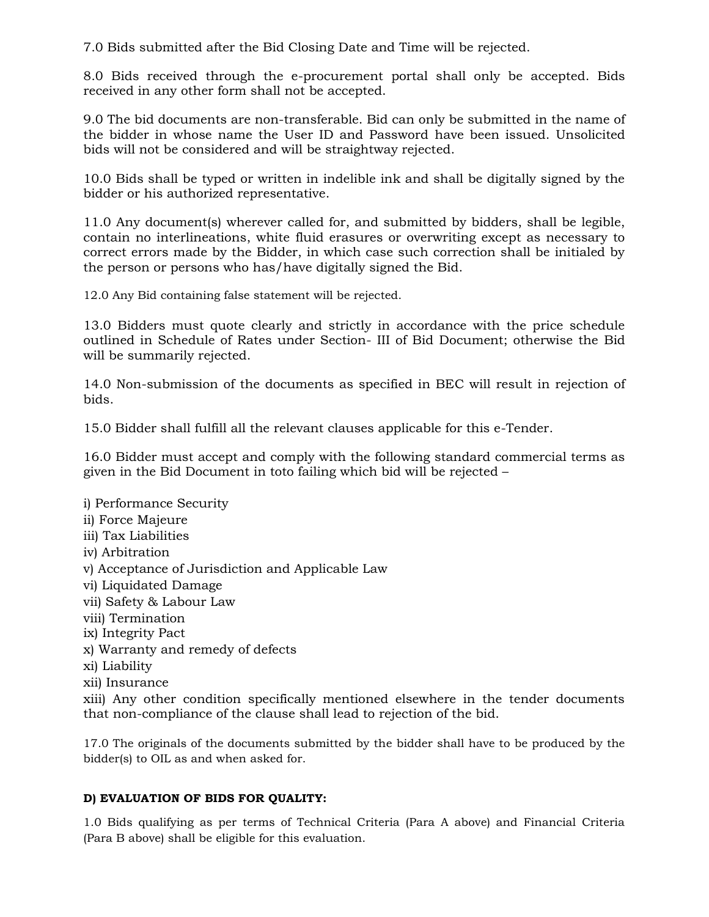7.0 Bids submitted after the Bid Closing Date and Time will be rejected.

8.0 Bids received through the e-procurement portal shall only be accepted. Bids received in any other form shall not be accepted.

9.0 The bid documents are non-transferable. Bid can only be submitted in the name of the bidder in whose name the User ID and Password have been issued. Unsolicited bids will not be considered and will be straightway rejected.

10.0 Bids shall be typed or written in indelible ink and shall be digitally signed by the bidder or his authorized representative.

11.0 Any document(s) wherever called for, and submitted by bidders, shall be legible, contain no interlineations, white fluid erasures or overwriting except as necessary to correct errors made by the Bidder, in which case such correction shall be initialed by the person or persons who has/have digitally signed the Bid.

12.0 Any Bid containing false statement will be rejected.

13.0 Bidders must quote clearly and strictly in accordance with the price schedule outlined in Schedule of Rates under Section- III of Bid Document; otherwise the Bid will be summarily rejected.

14.0 Non-submission of the documents as specified in BEC will result in rejection of bids.

15.0 Bidder shall fulfill all the relevant clauses applicable for this e-Tender.

16.0 Bidder must accept and comply with the following standard commercial terms as given in the Bid Document in toto failing which bid will be rejected –

i) Performance Security
ii) Force Majeure
iii) Tax Liabilities
iv) Arbitration
v) Acceptance of Jurisdiction and Applicable Law
vi) Liquidated Damage
vii) Safety & Labour Law
viii) Termination
ix) Integrity Pact
x) Warranty and remedy of defects
xi) Liability
xii) Insurance
xiii) Any other condition specifically mentioned elsewhere in the tender documents that non-compliance of the clause shall lead to rejection of the bid.

17.0 The originals of the documents submitted by the bidder shall have to be produced by the bidder(s) to OIL as and when asked for.

**D) EVALUATION OF BIDS FOR QUALITY:**

1.0 Bids qualifying as per terms of Technical Criteria (Para A above) and Financial Criteria (Para B above) shall be eligible for this evaluation.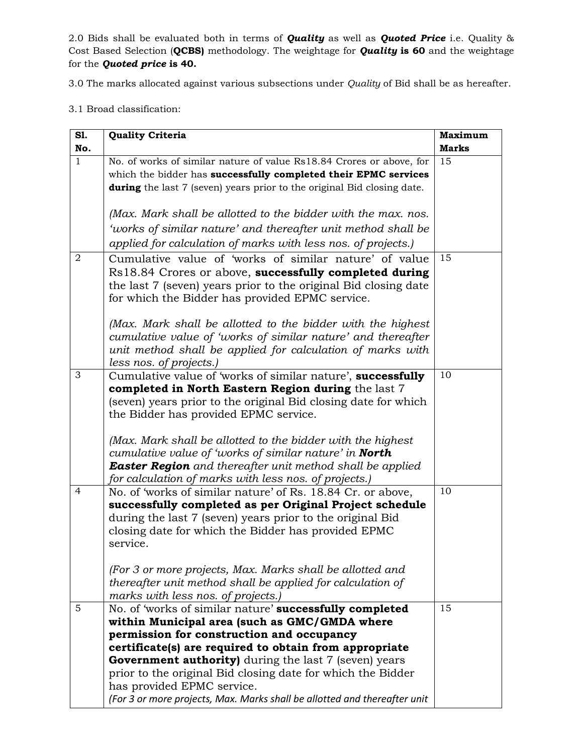2.0 Bids shall be evaluated both in terms of ***Quality*** as well as ***Quoted Price*** i.e. Quality & Cost Based Selection (**QCBS)** methodology. The weightage for ***Quality*** **is 60** and the weightage for the ***Quoted price*** **is 40.**

3.0 The marks allocated against various subsections under *Quality* of Bid shall be as hereafter.

3.1 Broad classification:

| Sl. No. | Quality Criteria | Maximum Marks |
|---|---|---|
| 1 | No. of works of similar nature of value Rs18.84 Crores or above, for which the bidder has **successfully completed their EPMC services during** the last 7 (seven) years prior to the original Bid closing date.<br><br>*(Max. Mark shall be allotted to the bidder with the max. nos. 'works of similar nature' and thereafter unit method shall be applied for calculation of marks with less nos. of projects.)* | 15 |
| 2 | Cumulative value of 'works of similar nature' of value Rs18.84 Crores or above, **successfully completed during** the last 7 (seven) years prior to the original Bid closing date for which the Bidder has provided EPMC service.<br><br>*(Max. Mark shall be allotted to the bidder with the highest cumulative value of 'works of similar nature' and thereafter unit method shall be applied for calculation of marks with less nos. of projects.)* | 15 |
| 3 | Cumulative value of 'works of similar nature', **successfully completed in North Eastern Region during** the last 7 (seven) years prior to the original Bid closing date for which the Bidder has provided EPMC service.<br><br>*(Max. Mark shall be allotted to the bidder with the highest cumulative value of 'works of similar nature' in* ***North Easter Region*** *and thereafter unit method shall be applied for calculation of marks with less nos. of projects.)* | 10 |
| 4 | No. of 'works of similar nature' of Rs. 18.84 Cr. or above, **successfully completed as per Original Project schedule** during the last 7 (seven) years prior to the original Bid closing date for which the Bidder has provided EPMC service.<br><br>*(For 3 or more projects, Max. Marks shall be allotted and thereafter unit method shall be applied for calculation of marks with less nos. of projects.)* | 10 |
| 5 | No. of 'works of similar nature' **successfully completed within Municipal area (such as GMC/GMDA where permission for construction and occupancy certificate(s) are required to obtain from appropriate Government authority)** during the last 7 (seven) years prior to the original Bid closing date for which the Bidder has provided EPMC service.<br>*(For 3 or more projects, Max. Marks shall be allotted and thereafter unit* | 15 |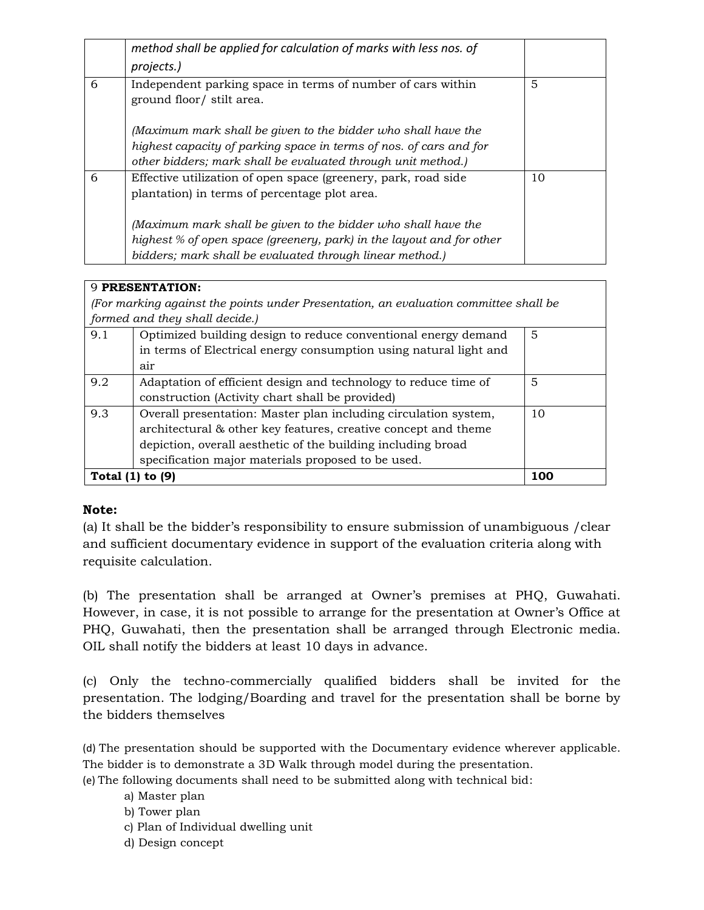| | | |
|---|---|---|
| | *method shall be applied for calculation of marks with less nos. of projects.)* | |
| 6 | Independent parking space in terms of number of cars within ground floor/ stilt area.<br><br>*(Maximum mark shall be given to the bidder who shall have the highest capacity of parking space in terms of nos. of cars and for other bidders; mark shall be evaluated through unit method.)* | 5 |
| 6 | Effective utilization of open space (greenery, park, road side plantation) in terms of percentage plot area.<br><br>*(Maximum mark shall be given to the bidder who shall have the highest % of open space (greenery, park) in the layout and for other bidders; mark shall be evaluated through linear method.)* | 10 |

| 9 **PRESENTATION:**<br>*(For marking against the points under Presentation, an evaluation committee shall be formed and they shall decide.)* | | |
|---|---|---|
| 9.1 | Optimized building design to reduce conventional energy demand in terms of Electrical energy consumption using natural light and air | 5 |
| 9.2 | Adaptation of efficient design and technology to reduce time of construction (Activity chart shall be provided) | 5 |
| 9.3 | Overall presentation: Master plan including circulation system, architectural & other key features, creative concept and theme depiction, overall aesthetic of the building including broad specification major materials proposed to be used. | 10 |
| **Total (1) to (9)** | | **100** |

**Note:**

(a) It shall be the bidder's responsibility to ensure submission of unambiguous /clear and sufficient documentary evidence in support of the evaluation criteria along with requisite calculation.

(b) The presentation shall be arranged at Owner's premises at PHQ, Guwahati. However, in case, it is not possible to arrange for the presentation at Owner's Office at PHQ, Guwahati, then the presentation shall be arranged through Electronic media. OIL shall notify the bidders at least 10 days in advance.

(c) Only the techno-commercially qualified bidders shall be invited for the presentation. The lodging/Boarding and travel for the presentation shall be borne by the bidders themselves

(d) The presentation should be supported with the Documentary evidence wherever applicable. The bidder is to demonstrate a 3D Walk through model during the presentation.

(e) The following documents shall need to be submitted along with technical bid:

- a) Master plan
- b) Tower plan
- c) Plan of Individual dwelling unit
- d) Design concept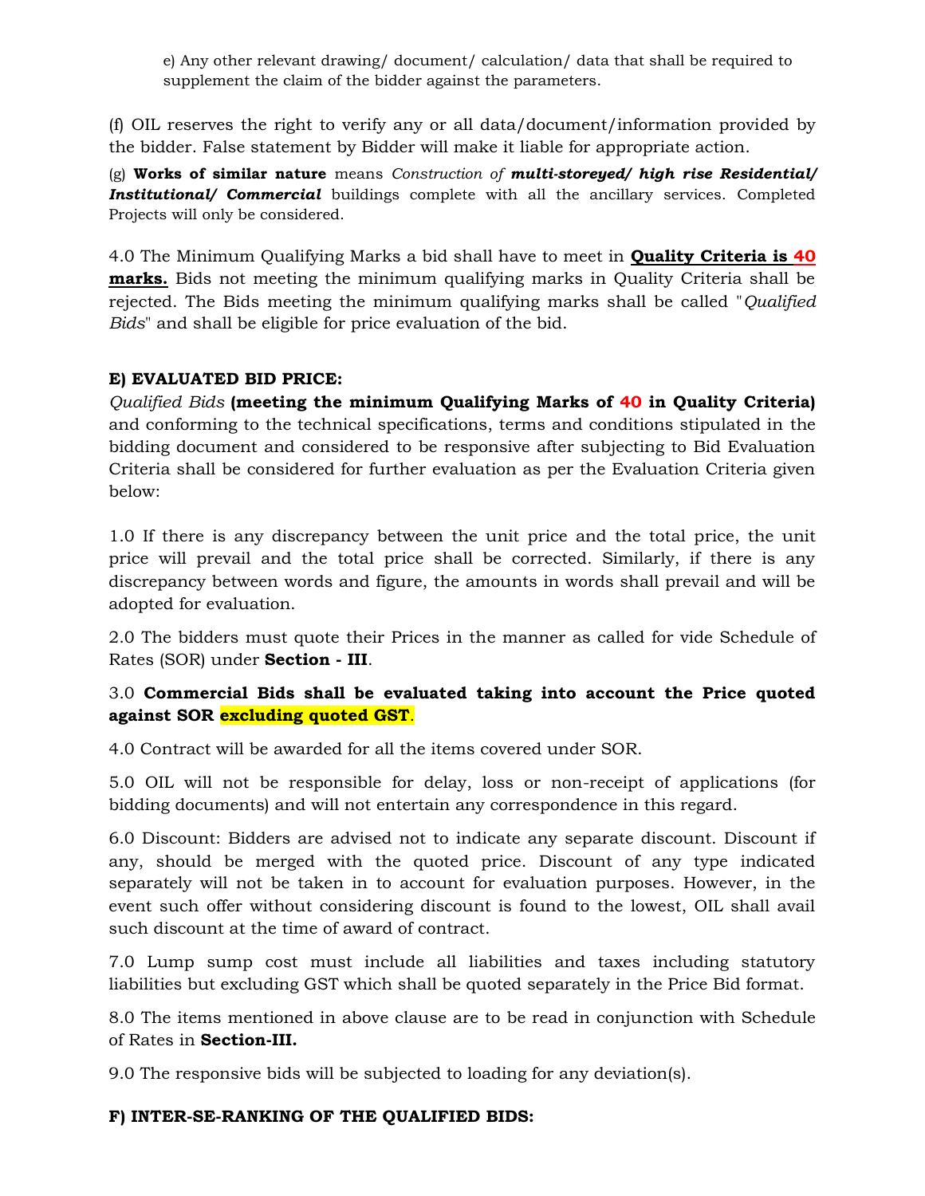e) Any other relevant drawing/ document/ calculation/ data that shall be required to supplement the claim of the bidder against the parameters.

(f) OIL reserves the right to verify any or all data/document/information provided by the bidder. False statement by Bidder will make it liable for appropriate action.

(g) **Works of similar nature** means *Construction of* ***multi-storeyed/ high rise Residential/ Institutional/ Commercial*** buildings complete with all the ancillary services. Completed Projects will only be considered.

4.0 The Minimum Qualifying Marks a bid shall have to meet in **Quality Criteria is 40 marks.** Bids not meeting the minimum qualifying marks in Quality Criteria shall be rejected. The Bids meeting the minimum qualifying marks shall be called "*Qualified Bids*" and shall be eligible for price evaluation of the bid.

**E) EVALUATED BID PRICE:**

*Qualified Bids* **(meeting the minimum Qualifying Marks of 40 in Quality Criteria)** and conforming to the technical specifications, terms and conditions stipulated in the bidding document and considered to be responsive after subjecting to Bid Evaluation Criteria shall be considered for further evaluation as per the Evaluation Criteria given below:

1.0 If there is any discrepancy between the unit price and the total price, the unit price will prevail and the total price shall be corrected. Similarly, if there is any discrepancy between words and figure, the amounts in words shall prevail and will be adopted for evaluation.

2.0 The bidders must quote their Prices in the manner as called for vide Schedule of Rates (SOR) under **Section - III**.

3.0 **Commercial Bids shall be evaluated taking into account the Price quoted against SOR excluding quoted GST**.

4.0 Contract will be awarded for all the items covered under SOR.

5.0 OIL will not be responsible for delay, loss or non-receipt of applications (for bidding documents) and will not entertain any correspondence in this regard.

6.0 Discount: Bidders are advised not to indicate any separate discount. Discount if any, should be merged with the quoted price. Discount of any type indicated separately will not be taken in to account for evaluation purposes. However, in the event such offer without considering discount is found to the lowest, OIL shall avail such discount at the time of award of contract.

7.0 Lump sump cost must include all liabilities and taxes including statutory liabilities but excluding GST which shall be quoted separately in the Price Bid format.

8.0 The items mentioned in above clause are to be read in conjunction with Schedule of Rates in **Section-III.**

9.0 The responsive bids will be subjected to loading for any deviation(s).

**F) INTER-SE-RANKING OF THE QUALIFIED BIDS:**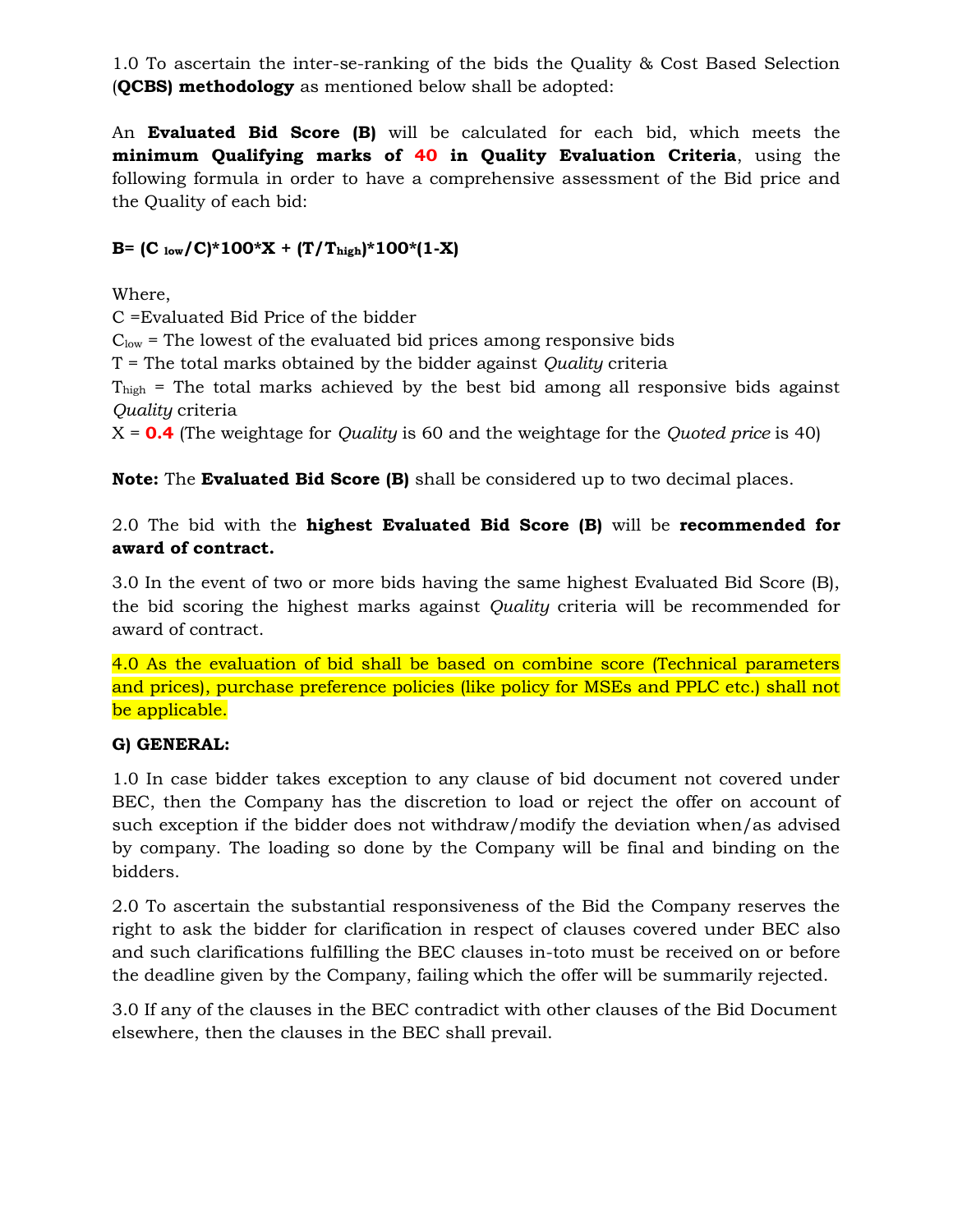1.0 To ascertain the inter-se-ranking of the bids the Quality & Cost Based Selection (**QCBS) methodology** as mentioned below shall be adopted:

An **Evaluated Bid Score (B)** will be calculated for each bid, which meets the **minimum Qualifying marks of 40 in Quality Evaluation Criteria**, using the following formula in order to have a comprehensive assessment of the Bid price and the Quality of each bid:

$$B = (C_{low}/C)*100*X + (T/T_{high})*100*(1-X)$$

Where,

C =Evaluated Bid Price of the bidder

$C_{low}$ = The lowest of the evaluated bid prices among responsive bids

T = The total marks obtained by the bidder against *Quality* criteria

$T_{high}$ = The total marks achieved by the best bid among all responsive bids against *Quality* criteria

X = **0.4** (The weightage for *Quality* is 60 and the weightage for the *Quoted price* is 40)

**Note:** The **Evaluated Bid Score (B)** shall be considered up to two decimal places.

2.0 The bid with the **highest Evaluated Bid Score (B)** will be **recommended for award of contract.**

3.0 In the event of two or more bids having the same highest Evaluated Bid Score (B), the bid scoring the highest marks against *Quality* criteria will be recommended for award of contract.

4.0 As the evaluation of bid shall be based on combine score (Technical parameters and prices), purchase preference policies (like policy for MSEs and PPLC etc.) shall not be applicable.

**G) GENERAL:**

1.0 In case bidder takes exception to any clause of bid document not covered under BEC, then the Company has the discretion to load or reject the offer on account of such exception if the bidder does not withdraw/modify the deviation when/as advised by company. The loading so done by the Company will be final and binding on the bidders.

2.0 To ascertain the substantial responsiveness of the Bid the Company reserves the right to ask the bidder for clarification in respect of clauses covered under BEC also and such clarifications fulfilling the BEC clauses in-toto must be received on or before the deadline given by the Company, failing which the offer will be summarily rejected.

3.0 If any of the clauses in the BEC contradict with other clauses of the Bid Document elsewhere, then the clauses in the BEC shall prevail.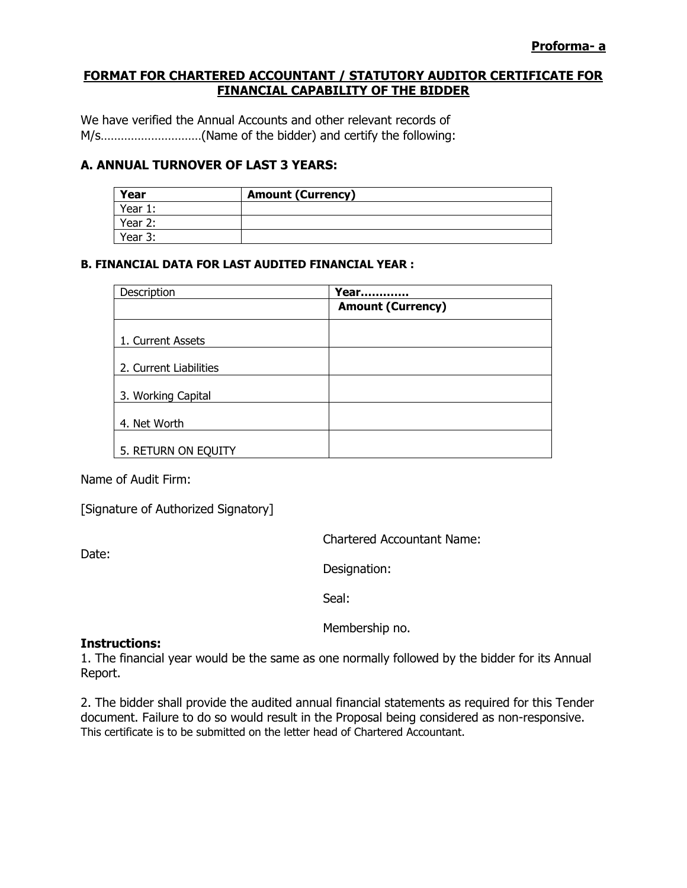**Proforma- a**

## FORMAT FOR CHARTERED ACCOUNTANT / STATUTORY AUDITOR CERTIFICATE FOR FINANCIAL CAPABILITY OF THE BIDDER

We have verified the Annual Accounts and other relevant records of M/s…………………………(Name of the bidder) and certify the following:

### A. ANNUAL TURNOVER OF LAST 3 YEARS:

| Year | Amount (Currency) |
|---|---|
| Year 1: | |
| Year 2: | |
| Year 3: | |

#### B. FINANCIAL DATA FOR LAST AUDITED FINANCIAL YEAR :

| Description | Year………… |
|---|---|
| | **Amount (Currency)** |
| 1. Current Assets | |
| 2. Current Liabilities | |
| 3. Working Capital | |
| 4. Net Worth | |
| 5. RETURN ON EQUITY | |

Name of Audit Firm:

[Signature of Authorized Signatory]

Date:

Chartered Accountant Name:

Designation:

Seal:

Membership no.

**Instructions:**

1. The financial year would be the same as one normally followed by the bidder for its Annual Report.

2. The bidder shall provide the audited annual financial statements as required for this Tender document. Failure to do so would result in the Proposal being considered as non-responsive.

This certificate is to be submitted on the letter head of Chartered Accountant.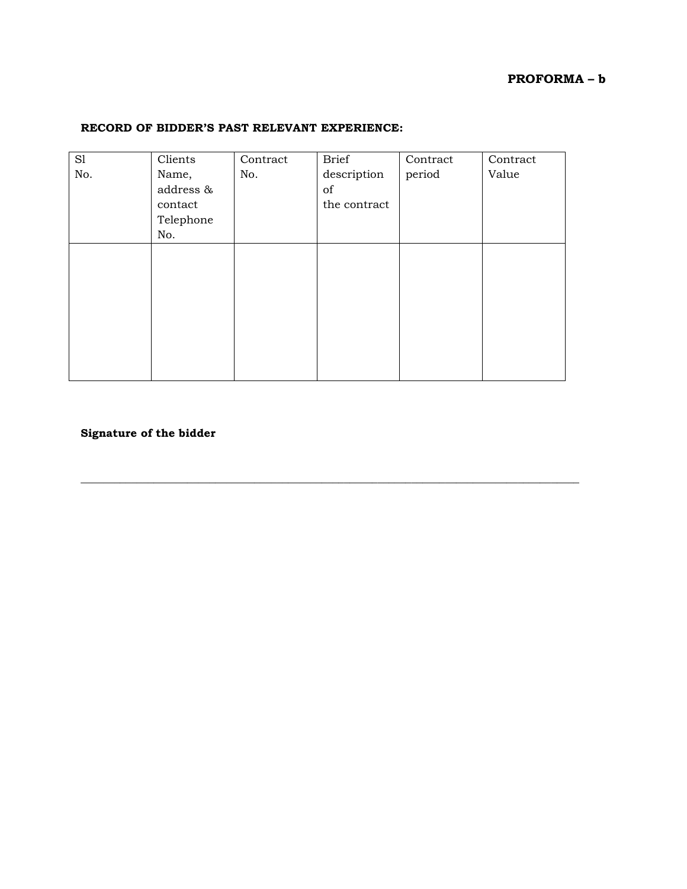**PROFORMA – b**

**RECORD OF BIDDER'S PAST RELEVANT EXPERIENCE:**

| Sl No. | Clients Name, address & contact Telephone No. | Contract No. | Brief description of the contract | Contract period | Contract Value |
|---|---|---|---|---|---|
| | | | | | |

**Signature of the bidder**

______________________________________________________________________________________